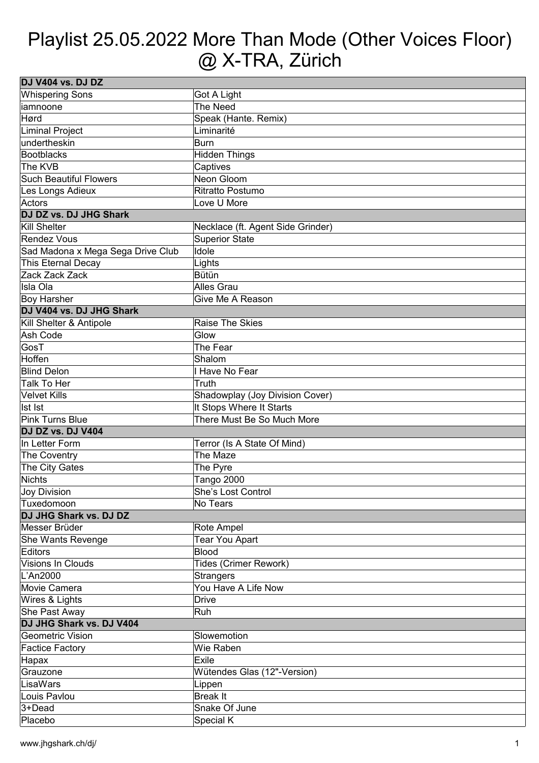# Playlist 25.05.2022 More Than Mode (Other Voices Floor) @ X-TRA, Zürich

| **DJ V404 vs. DJ DZ** | |
|---|---|
| Whispering Sons | Got A Light |
| iamnoone | The Need |
| Hørd | Speak (Hante. Remix) |
| Liminal Project | Liminarité |
| undertheskin | Burn |
| Bootblacks | Hidden Things |
| The KVB | Captives |
| Such Beautiful Flowers | Neon Gloom |
| Les Longs Adieux | Ritratto Postumo |
| Actors | Love U More |
| **DJ DZ vs. DJ JHG Shark** | |
| Kill Shelter | Necklace (ft. Agent Side Grinder) |
| Rendez Vous | Superior State |
| Sad Madona x Mega Sega Drive Club | Idole |
| This Eternal Decay | Lights |
| Zack Zack Zack | Bütün |
| Isla Ola | Alles Grau |
| Boy Harsher | Give Me A Reason |
| **DJ V404 vs. DJ JHG Shark** | |
| Kill Shelter & Antipole | Raise The Skies |
| Ash Code | Glow |
| GosT | The Fear |
| Hoffen | Shalom |
| Blind Delon | I Have No Fear |
| Talk To Her | Truth |
| Velvet Kills | Shadowplay (Joy Division Cover) |
| Ist Ist | It Stops Where It Starts |
| Pink Turns Blue | There Must Be So Much More |
| **DJ DZ vs. DJ V404** | |
| In Letter Form | Terror (Is A State Of Mind) |
| The Coventry | The Maze |
| The City Gates | The Pyre |
| Nichts | Tango 2000 |
| Joy Division | She's Lost Control |
| Tuxedomoon | No Tears |
| **DJ JHG Shark vs. DJ DZ** | |
| Messer Brüder | Rote Ampel |
| She Wants Revenge | Tear You Apart |
| Editors | Blood |
| Visions In Clouds | Tides (Crimer Rework) |
| L'An2000 | Strangers |
| Movie Camera | You Have A Life Now |
| Wires & Lights | Drive |
| She Past Away | Ruh |
| **DJ JHG Shark vs. DJ V404** | |
| Geometric Vision | Slowemotion |
| Factice Factory | Wie Raben |
| Hapax | Exile |
| Grauzone | Wütendes Glas (12"-Version) |
| LisaWars | Lippen |
| Louis Pavlou | Break It |
| 3+Dead | Snake Of June |
| Placebo | Special K |

www.jhgshark.ch/dj/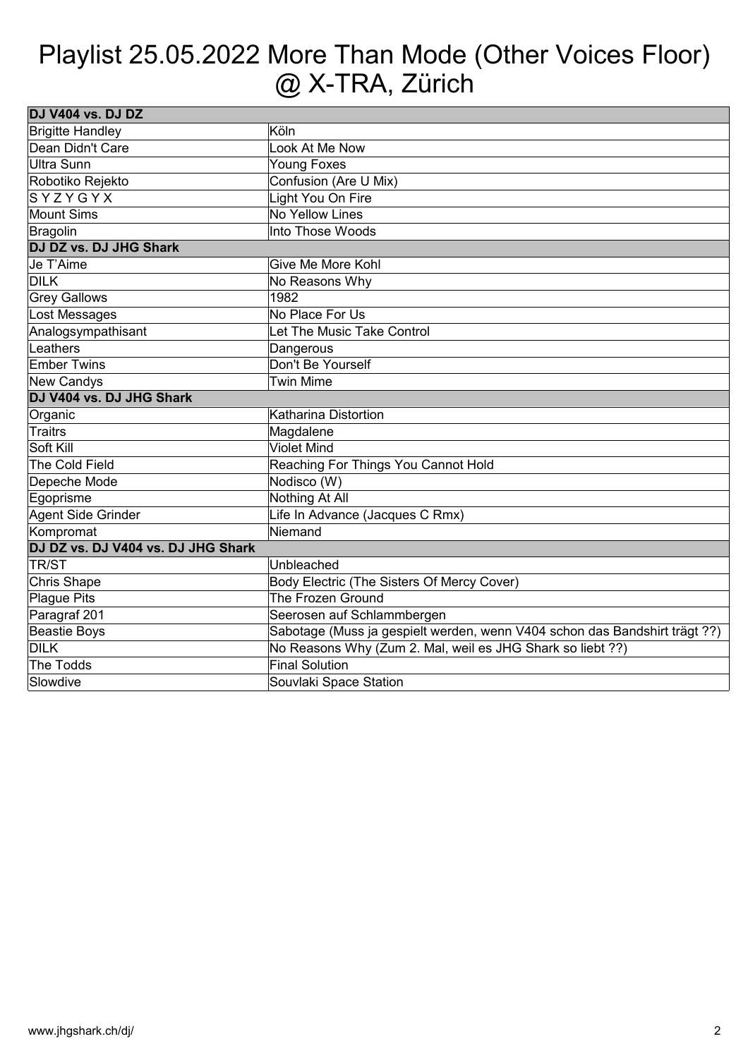# Playlist 25.05.2022 More Than Mode (Other Voices Floor) @ X-TRA, Zürich

| | |
|---|---|
| **DJ V404 vs. DJ DZ** | |
| Brigitte Handley | Köln |
| Dean Didn't Care | Look At Me Now |
| Ultra Sunn | Young Foxes |
| Robotiko Rejekto | Confusion (Are U Mix) |
| S Y Z Y G Y X | Light You On Fire |
| Mount Sims | No Yellow Lines |
| Bragolin | Into Those Woods |
| **DJ DZ vs. DJ JHG Shark** | |
| Je T'Aime | Give Me More Kohl |
| DILK | No Reasons Why |
| Grey Gallows | 1982 |
| Lost Messages | No Place For Us |
| Analogsympathisant | Let The Music Take Control |
| Leathers | Dangerous |
| Ember Twins | Don't Be Yourself |
| New Candys | Twin Mime |
| **DJ V404 vs. DJ JHG Shark** | |
| Organic | Katharina Distortion |
| Traitrs | Magdalene |
| Soft Kill | Violet Mind |
| The Cold Field | Reaching For Things You Cannot Hold |
| Depeche Mode | Nodisco (W) |
| Egoprisme | Nothing At All |
| Agent Side Grinder | Life In Advance (Jacques C Rmx) |
| Kompromat | Niemand |
| **DJ DZ vs. DJ V404 vs. DJ JHG Shark** | |
| TR/ST | Unbleached |
| Chris Shape | Body Electric (The Sisters Of Mercy Cover) |
| Plague Pits | The Frozen Ground |
| Paragraf 201 | Seerosen auf Schlammbergen |
| Beastie Boys | Sabotage (Muss ja gespielt werden, wenn V404 schon das Bandshirt trägt ??) |
| DILK | No Reasons Why (Zum 2. Mal, weil es JHG Shark so liebt ??) |
| The Todds | Final Solution |
| Slowdive | Souvlaki Space Station |

www.jhgshark.ch/dj/